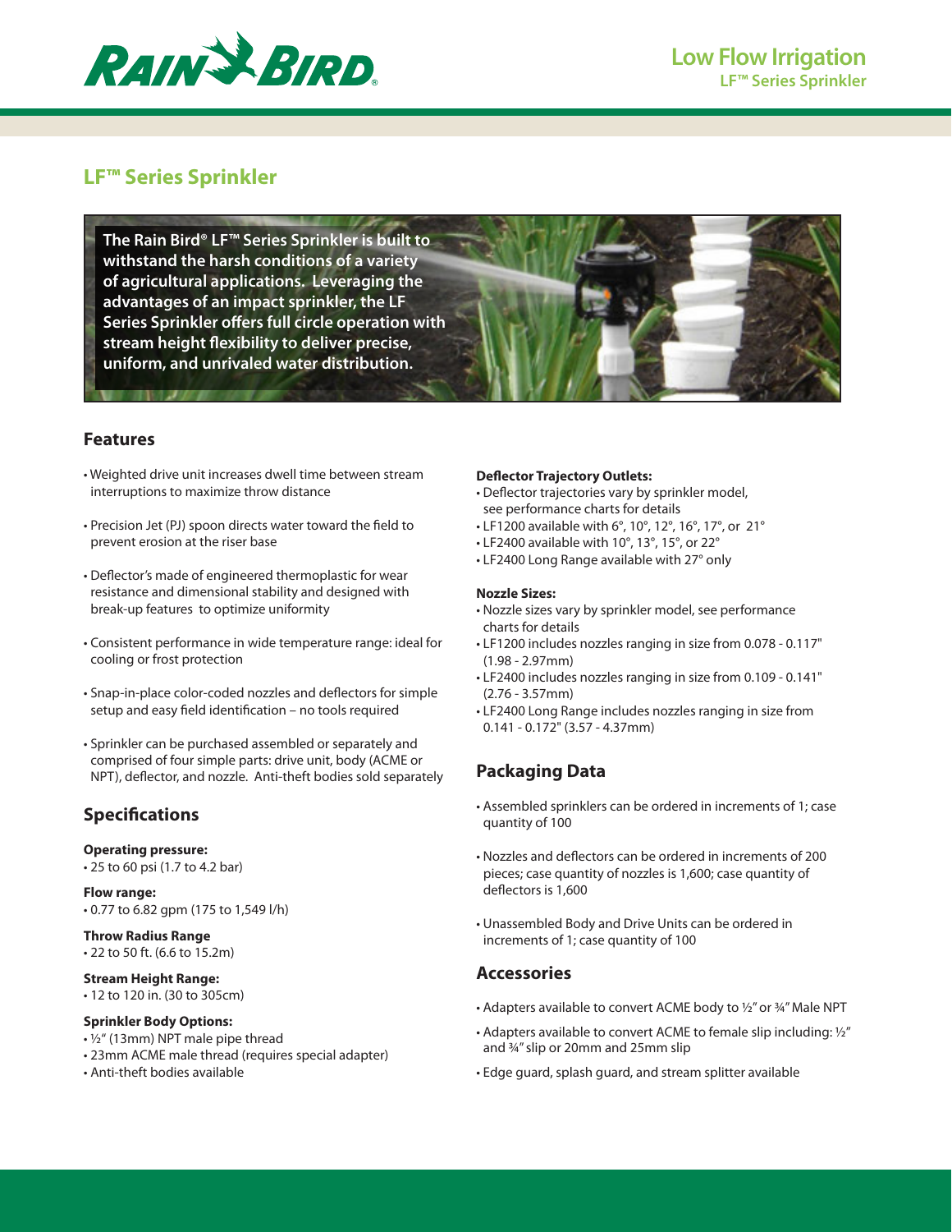# LF™ Series Sprinkler

**The Rain Bird® LF™ Series Sprinkler is built to withstand the harsh conditions of a variety of agricultural applications. Leveraging the advantages of an impact sprinkler, the LF Series Sprinkler offers full circle operation with stream height flexibility to deliver precise, uniform, and unrivaled water distribution.**

## Features

- Weighted drive unit increases dwell time between stream interruptions to maximize throw distance
- Precision Jet (PJ) spoon directs water toward the field to prevent erosion at the riser base
- Deflector's made of engineered thermoplastic for wear resistance and dimensional stability and designed with break-up features to optimize uniformity
- Consistent performance in wide temperature range: ideal for cooling or frost protection
- Snap-in-place color-coded nozzles and deflectors for simple setup and easy field identification – no tools required
- Sprinkler can be purchased assembled or separately and comprised of four simple parts: drive unit, body (ACME or NPT), deflector, and nozzle. Anti-theft bodies sold separately

## Specifications

**Operating pressure:**
- 25 to 60 psi (1.7 to 4.2 bar)

**Flow range:**
- 0.77 to 6.82 gpm (175 to 1,549 l/h)

**Throw Radius Range**
- 22 to 50 ft. (6.6 to 15.2m)

**Stream Height Range:**
- 12 to 120 in. (30 to 305cm)

**Sprinkler Body Options:**
- ½" (13mm) NPT male pipe thread
- 23mm ACME male thread (requires special adapter)
- Anti-theft bodies available

**Deflector Trajectory Outlets:**
- Deflector trajectories vary by sprinkler model, see performance charts for details
- LF1200 available with 6°, 10°, 12°, 16°, 17°, or 21°
- LF2400 available with 10°, 13°, 15°, or 22°
- LF2400 Long Range available with 27° only

**Nozzle Sizes:**
- Nozzle sizes vary by sprinkler model, see performance charts for details
- LF1200 includes nozzles ranging in size from 0.078 - 0.117" (1.98 - 2.97mm)
- LF2400 includes nozzles ranging in size from 0.109 - 0.141" (2.76 - 3.57mm)
- LF2400 Long Range includes nozzles ranging in size from 0.141 - 0.172" (3.57 - 4.37mm)

## Packaging Data

- Assembled sprinklers can be ordered in increments of 1; case quantity of 100
- Nozzles and deflectors can be ordered in increments of 200 pieces; case quantity of nozzles is 1,600; case quantity of deflectors is 1,600
- Unassembled Body and Drive Units can be ordered in increments of 1; case quantity of 100

## Accessories

- Adapters available to convert ACME body to ½" or ¾" Male NPT
- Adapters available to convert ACME to female slip including: ½" and ¾" slip or 20mm and 25mm slip
- Edge guard, splash guard, and stream splitter available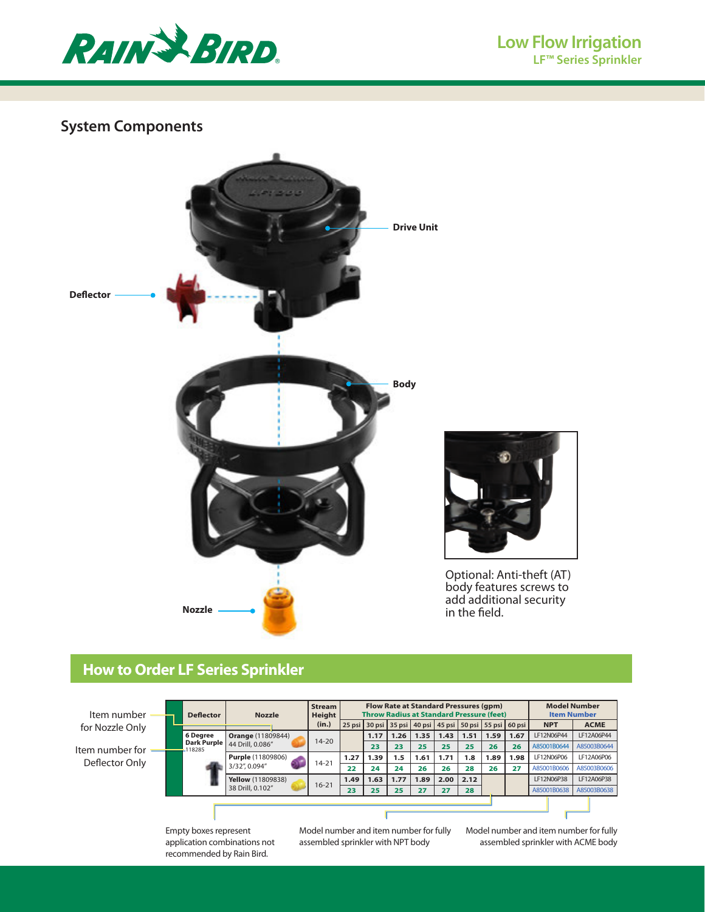## System Components

Drive Unit

Deflector

Body

Nozzle

Optional: Anti-theft (AT) body features screws to add additional security in the field.

## How to Order LF Series Sprinkler

Item number for Nozzle Only

Item number for Deflector Only

| Deflector | Nozzle | Stream Height (in.) | Flow Rate at Standard Pressures (gpm) / Throw Radius at Standard Pressure (feet) | | | | | | | | Model Number / Item Number | |
|---|---|---|---|---|---|---|---|---|---|---|---|---|
| | | | 25 psi | 30 psi | 35 psi | 40 psi | 45 psi | 50 psi | 55 psi | 60 psi | NPT | ACME |
| 6 Degree Dark Purple 118285 | Orange (11809844) 44 Drill, 0.086" | 14-20 | | 1.17 | 1.26 | 1.35 | 1.43 | 1.51 | 1.59 | 1.67 | LF12N06P44 | LF12A06P44 |
| | | | | 23 | 23 | 25 | 25 | 25 | 26 | 26 | A85001B0644 | A85003B0644 |
| | Purple (11809806) 3/32", 0.094" | 14-21 | 1.27 | 1.39 | 1.5 | 1.61 | 1.71 | 1.8 | 1.89 | 1.98 | LF12N06P06 | LF12A06P06 |
| | | | 22 | 24 | 24 | 26 | 26 | 28 | 26 | 27 | A85001B0606 | A85003B0606 |
| | Yellow (11809838) 38 Drill, 0.102" | 16-21 | 1.49 | 1.63 | 1.77 | 1.89 | 2.00 | 2.12 | | | LF12N06P38 | LF12A06P38 |
| | | | 23 | 25 | 25 | 27 | 27 | 28 | | | A85001B0638 | A85003B0638 |

Empty boxes represent application combinations not recommended by Rain Bird.

Model number and item number for fully assembled sprinkler with NPT body

Model number and item number for fully assembled sprinkler with ACME body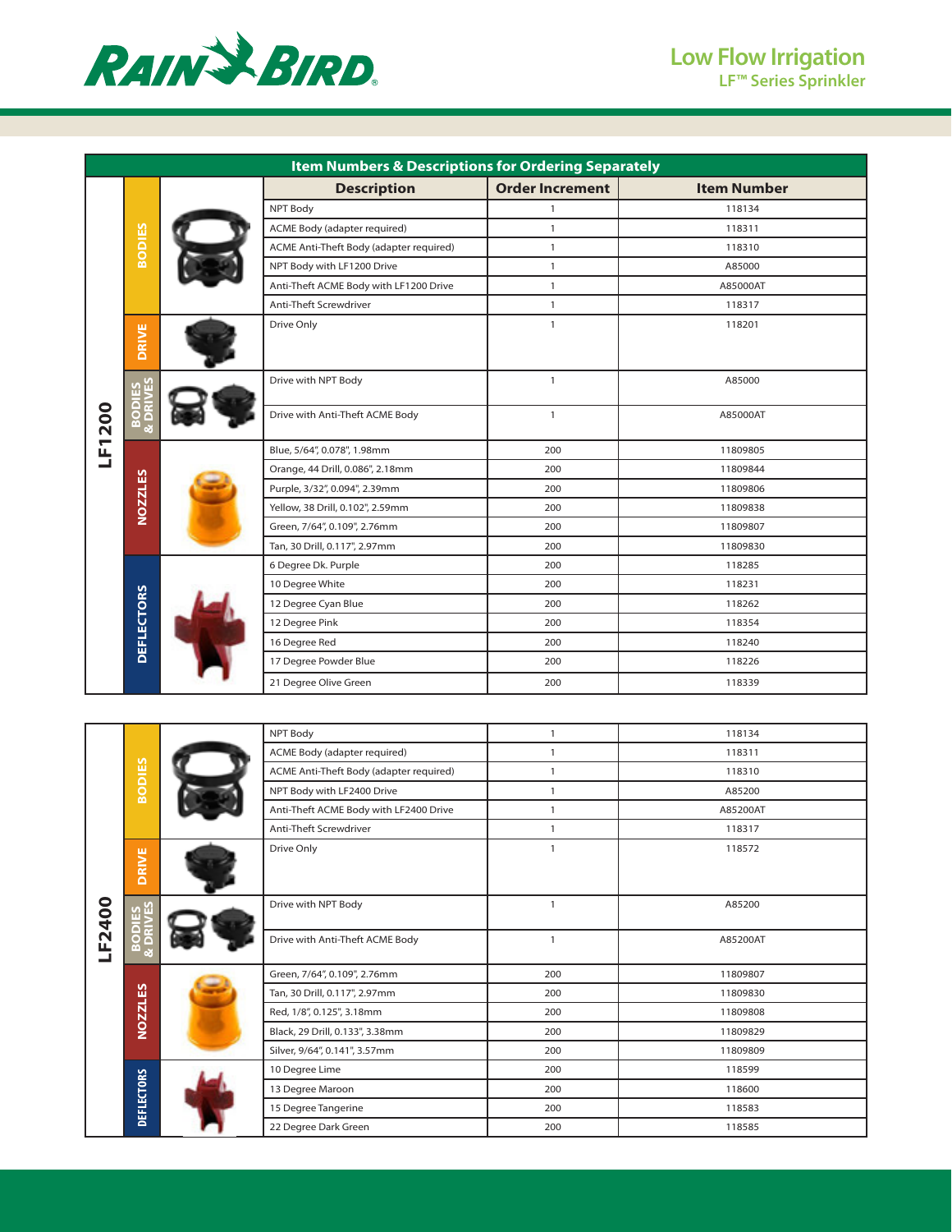# Low Flow Irrigation

## LF™ Series Sprinkler

| Item Numbers & Descriptions for Ordering Separately | | | | |
|---|---|---|---|---|
| Model | Category | Description | Order Increment | Item Number |
| LF1200 | BODIES | NPT Body | 1 | 118134 |
| | | ACME Body (adapter required) | 1 | 118311 |
| | | ACME Anti-Theft Body (adapter required) | 1 | 118310 |
| | | NPT Body with LF1200 Drive | 1 | A85000 |
| | | Anti-Theft ACME Body with LF1200 Drive | 1 | A85000AT |
| | | Anti-Theft Screwdriver | 1 | 118317 |
| | DRIVE | Drive Only | 1 | 118201 |
| | BODIES & DRIVES | Drive with NPT Body | 1 | A85000 |
| | | Drive with Anti-Theft ACME Body | 1 | A85000AT |
| | NOZZLES | Blue, 5/64", 0.078", 1.98mm | 200 | 11809805 |
| | | Orange, 44 Drill, 0.086", 2.18mm | 200 | 11809844 |
| | | Purple, 3/32", 0.094", 2.39mm | 200 | 11809806 |
| | | Yellow, 38 Drill, 0.102", 2.59mm | 200 | 11809838 |
| | | Green, 7/64", 0.109", 2.76mm | 200 | 11809807 |
| | | Tan, 30 Drill, 0.117", 2.97mm | 200 | 11809830 |
| | DEFLECTORS | 6 Degree Dk. Purple | 200 | 118285 |
| | | 10 Degree White | 200 | 118231 |
| | | 12 Degree Cyan Blue | 200 | 118262 |
| | | 12 Degree Pink | 200 | 118354 |
| | | 16 Degree Red | 200 | 118240 |
| | | 17 Degree Powder Blue | 200 | 118226 |
| | | 21 Degree Olive Green | 200 | 118339 |

| Model | Category | Description | Order Increment | Item Number |
|---|---|---|---|---|
| LF2400 | BODIES | NPT Body | 1 | 118134 |
| | | ACME Body (adapter required) | 1 | 118311 |
| | | ACME Anti-Theft Body (adapter required) | 1 | 118310 |
| | | NPT Body with LF2400 Drive | 1 | A85200 |
| | | Anti-Theft ACME Body with LF2400 Drive | 1 | A85200AT |
| | | Anti-Theft Screwdriver | 1 | 118317 |
| | DRIVE | Drive Only | 1 | 118572 |
| | BODIES & DRIVES | Drive with NPT Body | 1 | A85200 |
| | | Drive with Anti-Theft ACME Body | 1 | A85200AT |
| | NOZZLES | Green, 7/64", 0.109", 2.76mm | 200 | 11809807 |
| | | Tan, 30 Drill, 0.117", 2.97mm | 200 | 11809830 |
| | | Red, 1/8", 0.125", 3.18mm | 200 | 11809808 |
| | | Black, 29 Drill, 0.133", 3.38mm | 200 | 11809829 |
| | | Silver, 9/64", 0.141", 3.57mm | 200 | 11809809 |
| | DEFLECTORS | 10 Degree Lime | 200 | 118599 |
| | | 13 Degree Maroon | 200 | 118600 |
| | | 15 Degree Tangerine | 200 | 118583 |
| | | 22 Degree Dark Green | 200 | 118585 |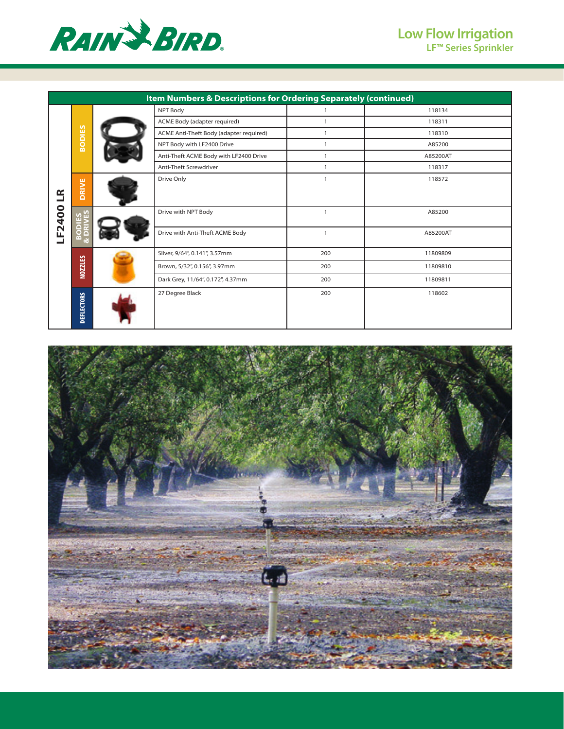# Low Flow Irrigation

## LF™ Series Sprinkler

| Item Numbers & Descriptions for Ordering Separately (continued) | | | | |
|---|---|---|---|---|
| LF2400 LR | BODIES | NPT Body | 1 | 118134 |
| | | ACME Body (adapter required) | 1 | 118311 |
| | | ACME Anti-Theft Body (adapter required) | 1 | 118310 |
| | | NPT Body with LF2400 Drive | 1 | A85200 |
| | | Anti-Theft ACME Body with LF2400 Drive | 1 | A85200AT |
| | | Anti-Theft Screwdriver | 1 | 118317 |
| | DRIVE | Drive Only | 1 | 118572 |
| | BODIES & DRIVES | Drive with NPT Body | 1 | A85200 |
| | | Drive with Anti-Theft ACME Body | 1 | A85200AT |
| | NOZZLES | Silver, 9/64", 0.141", 3.57mm | 200 | 11809809 |
| | | Brown, 5/32", 0.156", 3.97mm | 200 | 11809810 |
| | | Dark Grey, 11/64", 0.172", 4.37mm | 200 | 11809811 |
| | DEFLECTORS | 27 Degree Black | 200 | 118602 |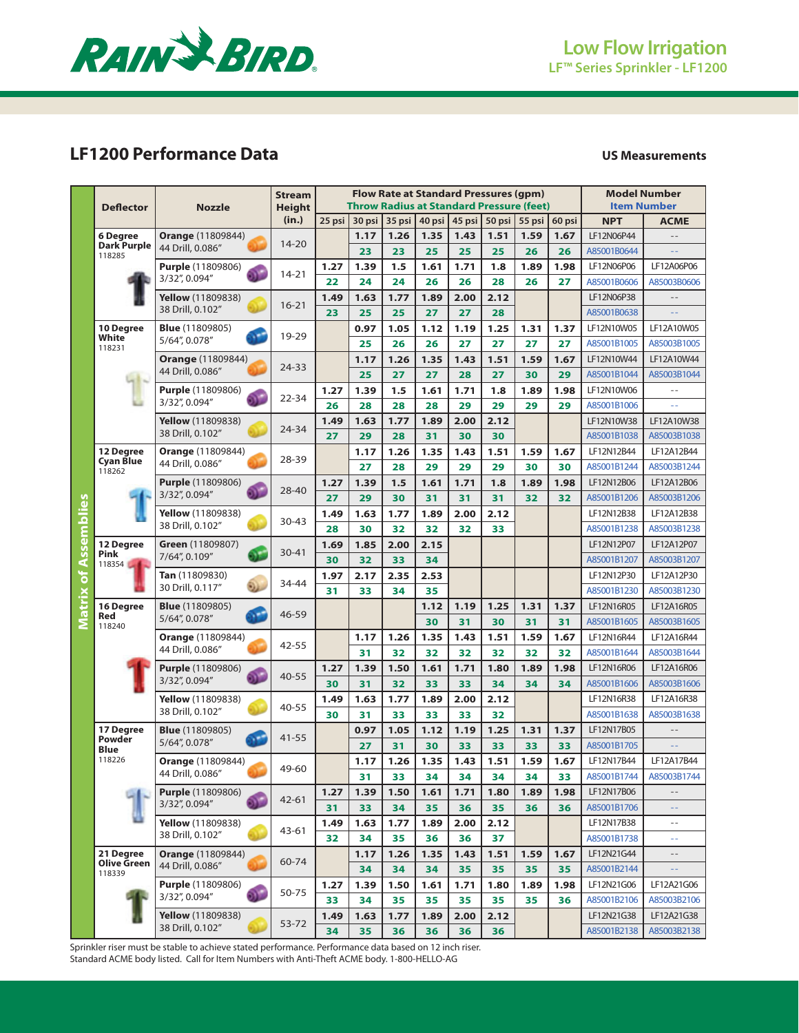# Low Flow Irrigation

LF™ Series Sprinkler - LF1200

## LF1200 Performance Data

**US Measurements**

| Deflector | Nozzle | Stream Height (in.) | | 25 psi | 30 psi | 35 psi | 40 psi | 45 psi | 50 psi | 55 psi | 60 psi | NPT | ACME |
|---|---|---|---|---|---|---|---|---|---|---|---|---|---|
| | | | | Flow Rate at Standard Pressures (gpm) / Throw Radius at Standard Pressure (feet) | | | | | | | | Model Number / Item Number | |
| **6 Degree Dark Purple** 118285 | **Orange** (11809844) 44 Drill, 0.086" | 14-20 | gpm | | 1.17 | 1.26 | 1.35 | 1.43 | 1.51 | 1.59 | 1.67 | LF12N06P44 | -- |
| | | | feet | | 23 | 23 | 25 | 25 | 25 | 26 | 26 | A85001B0644 | -- |
| | **Purple** (11809806) 3/32", 0.094" | 14-21 | gpm | 1.27 | 1.39 | 1.5 | 1.61 | 1.71 | 1.8 | 1.89 | 1.98 | LF12N06P06 | LF12A06P06 |
| | | | feet | 22 | 24 | 24 | 26 | 26 | 28 | 26 | 27 | A85001B0606 | A85003B0606 |
| | **Yellow** (11809838) 38 Drill, 0.102" | 16-21 | gpm | 1.49 | 1.63 | 1.77 | 1.89 | 2.00 | 2.12 | | | LF12N06P38 | -- |
| | | | feet | 23 | 25 | 25 | 27 | 27 | 28 | | | A85001B0638 | -- |
| **10 Degree White** 118231 | **Blue** (11809805) 5/64", 0.078" | 19-29 | gpm | | 0.97 | 1.05 | 1.12 | 1.19 | 1.25 | 1.31 | 1.37 | LF12N10W05 | LF12A10W05 |
| | | | feet | | 25 | 26 | 26 | 27 | 27 | 27 | 27 | A85001B1005 | A85003B1005 |
| | **Orange** (11809844) 44 Drill, 0.086" | 24-33 | gpm | | 1.17 | 1.26 | 1.35 | 1.43 | 1.51 | 1.59 | 1.67 | LF12N10W44 | LF12A10W44 |
| | | | feet | | 25 | 27 | 27 | 28 | 27 | 30 | 29 | A85001B1044 | A85003B1044 |
| | **Purple** (11809806) 3/32", 0.094" | 22-34 | gpm | 1.27 | 1.39 | 1.5 | 1.61 | 1.71 | 1.8 | 1.89 | 1.98 | LF12N10W06 | -- |
| | | | feet | 26 | 28 | 28 | 28 | 29 | 29 | 29 | 29 | A85001B1006 | -- |
| | **Yellow** (11809838) 38 Drill, 0.102" | 24-34 | gpm | 1.49 | 1.63 | 1.77 | 1.89 | 2.00 | 2.12 | | | LF12N10W38 | LF12A10W38 |
| | | | feet | 27 | 29 | 28 | 31 | 30 | 30 | | | A85001B1038 | A85003B1038 |
| **12 Degree Cyan Blue** 118262 | **Orange** (11809844) 44 Drill, 0.086" | 28-39 | gpm | | 1.17 | 1.26 | 1.35 | 1.43 | 1.51 | 1.59 | 1.67 | LF12N12B44 | LF12A12B44 |
| | | | feet | | 27 | 28 | 29 | 29 | 29 | 30 | 30 | A85001B1244 | A85003B1244 |
| | **Purple** (11809806) 3/32", 0.094" | 28-40 | gpm | 1.27 | 1.39 | 1.5 | 1.61 | 1.71 | 1.8 | 1.89 | 1.98 | LF12N12B06 | LF12A12B06 |
| | | | feet | 27 | 29 | 30 | 31 | 31 | 31 | 32 | 32 | A85001B1206 | A85003B1206 |
| | **Yellow** (11809838) 38 Drill, 0.102" | 30-43 | gpm | 1.49 | 1.63 | 1.77 | 1.89 | 2.00 | 2.12 | | | LF12N12B38 | LF12A12B38 |
| | | | feet | 28 | 30 | 32 | 32 | 32 | 33 | | | A85001B1238 | A85003B1238 |
| **12 Degree Pink** 118354 | **Green** (11809807) 7/64", 0.109" | 30-41 | gpm | 1.69 | 1.85 | 2.00 | 2.15 | | | | | LF12N12P07 | LF12A12P07 |
| | | | feet | 30 | 32 | 33 | 34 | | | | | A85001B1207 | A85003B1207 |
| | **Tan** (11809830) 30 Drill, 0.117" | 34-44 | gpm | 1.97 | 2.17 | 2.35 | 2.53 | | | | | LF12N12P30 | LF12A12P30 |
| | | | feet | 31 | 33 | 34 | 35 | | | | | A85001B1230 | A85003B1230 |
| **16 Degree Red** 118240 | **Blue** (11809805) 5/64", 0.078" | 46-59 | gpm | | | | 1.12 | 1.19 | 1.25 | 1.31 | 1.37 | LF12N16R05 | LF12A16R05 |
| | | | feet | | | | 30 | 31 | 30 | 31 | 31 | A85001B1605 | A85003B1605 |
| | **Orange** (11809844) 44 Drill, 0.086" | 42-55 | gpm | | 1.17 | 1.26 | 1.35 | 1.43 | 1.51 | 1.59 | 1.67 | LF12N16R44 | LF12A16R44 |
| | | | feet | | 31 | 32 | 32 | 32 | 32 | 32 | 32 | A85001B1644 | A85003B1644 |
| | **Purple** (11809806) 3/32", 0.094" | 40-55 | gpm | 1.27 | 1.39 | 1.50 | 1.61 | 1.71 | 1.80 | 1.89 | 1.98 | LF12N16R06 | LF12A16R06 |
| | | | feet | 30 | 31 | 32 | 33 | 33 | 34 | 34 | 34 | A85001B1606 | A85003B1606 |
| | **Yellow** (11809838) 38 Drill, 0.102" | 40-55 | gpm | 1.49 | 1.63 | 1.77 | 1.89 | 2.00 | 2.12 | | | LF12N16R38 | LF12A16R38 |
| | | | feet | 30 | 31 | 33 | 33 | 33 | 32 | | | A85001B1638 | A85003B1638 |
| **17 Degree Powder Blue** 118226 | **Blue** (11809805) 5/64", 0.078" | 41-55 | gpm | | 0.97 | 1.05 | 1.12 | 1.19 | 1.25 | 1.31 | 1.37 | LF12N17B05 | -- |
| | | | feet | | 27 | 31 | 30 | 33 | 33 | 33 | 33 | A85001B1705 | -- |
| | **Orange** (11809844) 44 Drill, 0.086" | 49-60 | gpm | | 1.17 | 1.26 | 1.35 | 1.43 | 1.51 | 1.59 | 1.67 | LF12N17B44 | LF12A17B44 |
| | | | feet | | 31 | 33 | 34 | 34 | 34 | 34 | 33 | A85001B1744 | A85003B1744 |
| | **Purple** (11809806) 3/32", 0.094" | 42-61 | gpm | 1.27 | 1.39 | 1.50 | 1.61 | 1.71 | 1.80 | 1.89 | 1.98 | LF12N17B06 | -- |
| | | | feet | 31 | 33 | 34 | 35 | 36 | 35 | 36 | 36 | A85001B1706 | -- |
| | **Yellow** (11809838) 38 Drill, 0.102" | 43-61 | gpm | 1.49 | 1.63 | 1.77 | 1.89 | 2.00 | 2.12 | | | LF12N17B38 | -- |
| | | | feet | 32 | 34 | 35 | 36 | 36 | 37 | | | A85001B1738 | -- |
| **21 Degree Olive Green** 118339 | **Orange** (11809844) 44 Drill, 0.086" | 60-74 | gpm | | 1.17 | 1.26 | 1.35 | 1.43 | 1.51 | 1.59 | 1.67 | LF12N21G44 | -- |
| | | | feet | | 34 | 34 | 34 | 35 | 35 | 35 | 35 | A85001B2144 | -- |
| | **Purple** (11809806) 3/32", 0.094" | 50-75 | gpm | 1.27 | 1.39 | 1.50 | 1.61 | 1.71 | 1.80 | 1.89 | 1.98 | LF12N21G06 | LF12A21G06 |
| | | | feet | 33 | 34 | 35 | 35 | 35 | 35 | 35 | 36 | A85001B2106 | A85003B2106 |
| | **Yellow** (11809838) 38 Drill, 0.102" | 53-72 | gpm | 1.49 | 1.63 | 1.77 | 1.89 | 2.00 | 2.12 | | | LF12N21G38 | LF12A21G38 |
| | | | feet | 34 | 35 | 36 | 36 | 36 | 36 | | | A85001B2138 | A85003B2138 |

Matrix of Assemblies

Sprinkler riser must be stable to achieve stated performance. Performance data based on 12 inch riser.
Standard ACME body listed. Call for Item Numbers with Anti-Theft ACME body. 1-800-HELLO-AG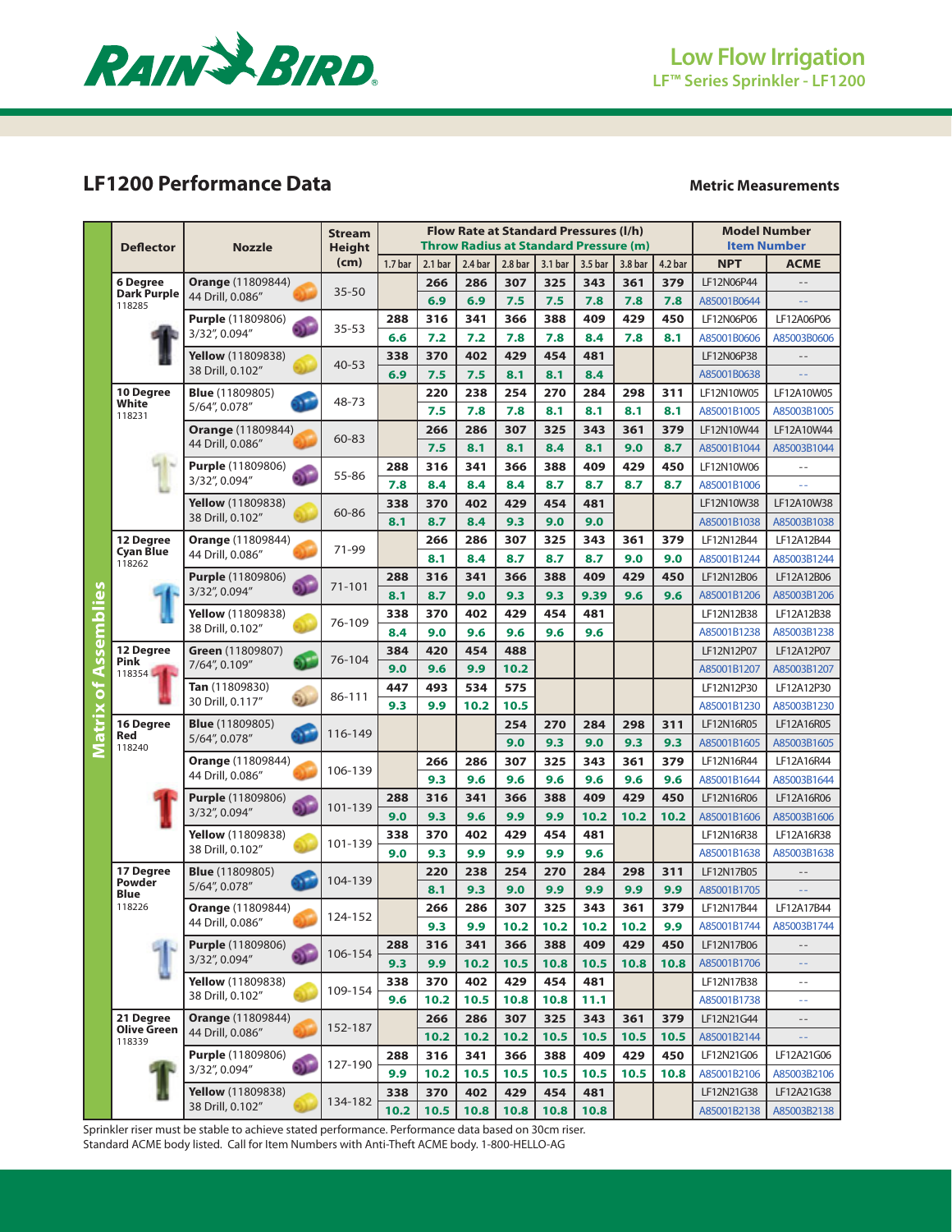## LF1200 Performance Data

**Metric Measurements**

| Deflector | Nozzle | Stream Height (cm) | Flow Rate at Standard Pressures (l/h) / Throw Radius at Standard Pressure (m) | | | | | | | | Model Number / Item Number | |
|---|---|---|---|---|---|---|---|---|---|---|---|---|
| | | | 1.7 bar | 2.1 bar | 2.4 bar | 2.8 bar | 3.1 bar | 3.5 bar | 3.8 bar | 4.2 bar | NPT | ACME |
| **6 Degree Dark Purple** 118285 | **Orange** (11809844) 44 Drill, 0.086" | 35-50 | | 266 | 286 | 307 | 325 | 343 | 361 | 379 | LF12N06P44 | -- |
| | | | | 6.9 | 6.9 | 7.5 | 7.5 | 7.8 | 7.8 | 7.8 | A85001B0644 | -- |
| | **Purple** (11809806) 3/32", 0.094" | 35-53 | 288 | 316 | 341 | 366 | 388 | 409 | 429 | 450 | LF12N06P06 | LF12A06P06 |
| | | | 6.6 | 7.2 | 7.2 | 7.8 | 7.8 | 8.4 | 7.8 | 8.1 | A85001B0606 | A85003B0606 |
| | **Yellow** (11809838) 38 Drill, 0.102" | 40-53 | 338 | 370 | 402 | 429 | 454 | 481 | | | LF12N06P38 | -- |
| | | | 6.9 | 7.5 | 7.5 | 8.1 | 8.1 | 8.4 | | | A85001B0638 | -- |
| **10 Degree White** 118231 | **Blue** (11809805) 5/64", 0.078" | 48-73 | | 220 | 238 | 254 | 270 | 284 | 298 | 311 | LF12N10W05 | LF12A10W05 |
| | | | | 7.5 | 7.8 | 7.8 | 8.1 | 8.1 | 8.1 | 8.1 | A85001B1005 | A85003B1005 |
| | **Orange** (11809844) 44 Drill, 0.086" | 60-83 | | 266 | 286 | 307 | 325 | 343 | 361 | 379 | LF12N10W44 | LF12A10W44 |
| | | | | 7.5 | 8.1 | 8.1 | 8.4 | 8.1 | 9.0 | 8.7 | A85001B1044 | A85003B1044 |
| | **Purple** (11809806) 3/32", 0.094" | 55-86 | 288 | 316 | 341 | 366 | 388 | 409 | 429 | 450 | LF12N10W06 | -- |
| | | | 7.8 | 8.4 | 8.4 | 8.7 | 8.7 | 8.7 | 8.7 | 8.7 | A85001B1006 | -- |
| | **Yellow** (11809838) 38 Drill, 0.102" | 60-86 | 338 | 370 | 402 | 429 | 454 | 481 | | | LF12N10W38 | LF12A10W38 |
| | | | 8.1 | 8.7 | 8.4 | 9.3 | 9.0 | 9.0 | | | A85001B1038 | A85003B1038 |
| **12 Degree Cyan Blue** 118262 | **Orange** (11809844) 44 Drill, 0.086" | 71-99 | | 266 | 286 | 307 | 325 | 343 | 361 | 379 | LF12N12B44 | LF12A12B44 |
| | | | | 8.1 | 8.4 | 8.7 | 8.7 | 8.7 | 9.0 | 9.0 | A85001B1244 | A85003B1244 |
| | **Purple** (11809806) 3/32", 0.094" | 71-101 | 288 | 316 | 341 | 366 | 388 | 409 | 429 | 450 | LF12N12B06 | LF12A12B06 |
| | | | 8.1 | 8.7 | 9.0 | 9.3 | 9.3 | 9.39 | 9.6 | 9.6 | A85001B1206 | A85003B1206 |
| | **Yellow** (11809838) 38 Drill, 0.102" | 76-109 | 338 | 370 | 402 | 429 | 454 | 481 | | | LF12N12B38 | LF12A12B38 |
| | | | 8.4 | 9.0 | 9.6 | 9.6 | 9.6 | 9.6 | | | A85001B1238 | A85003B1238 |
| **12 Degree Pink** 118354 | **Green** (11809807) 7/64", 0.109" | 76-104 | 384 | 420 | 454 | 488 | | | | | LF12N12P07 | LF12A12P07 |
| | | | 9.0 | 9.6 | 9.9 | 10.2 | | | | | A85001B1207 | A85003B1207 |
| | **Tan** (11809830) 30 Drill, 0.117" | 86-111 | 447 | 493 | 534 | 575 | | | | | LF12N12P30 | LF12A12P30 |
| | | | 9.3 | 9.9 | 10.2 | 10.5 | | | | | A85001B1230 | A85003B1230 |
| **16 Degree Red** 118240 | **Blue** (11809805) 5/64", 0.078" | 116-149 | | | | 254 | 270 | 284 | 298 | 311 | LF12N16R05 | LF12A16R05 |
| | | | | | | 9.0 | 9.3 | 9.0 | 9.3 | 9.3 | A85001B1605 | A85003B1605 |
| | **Orange** (11809844) 44 Drill, 0.086" | 106-139 | | 266 | 286 | 307 | 325 | 343 | 361 | 379 | LF12N16R44 | LF12A16R44 |
| | | | | 9.3 | 9.6 | 9.6 | 9.6 | 9.6 | 9.6 | 9.6 | A85001B1644 | A85003B1644 |
| | **Purple** (11809806) 3/32", 0.094" | 101-139 | 288 | 316 | 341 | 366 | 388 | 409 | 429 | 450 | LF12N16R06 | LF12A16R06 |
| | | | 9.0 | 9.3 | 9.6 | 9.9 | 9.9 | 10.2 | 10.2 | 10.2 | A85001B1606 | A85003B1606 |
| | **Yellow** (11809838) 38 Drill, 0.102" | 101-139 | 338 | 370 | 402 | 429 | 454 | 481 | | | LF12N16R38 | LF12A16R38 |
| | | | 9.0 | 9.3 | 9.9 | 9.9 | 9.9 | 9.6 | | | A85001B1638 | A85003B1638 |
| **17 Degree Powder Blue** 118226 | **Blue** (11809805) 5/64", 0.078" | 104-139 | | 220 | 238 | 254 | 270 | 284 | 298 | 311 | LF12N17B05 | -- |
| | | | | 8.1 | 9.3 | 9.0 | 9.9 | 9.9 | 9.9 | 9.9 | A85001B1705 | -- |
| | **Orange** (11809844) 44 Drill, 0.086" | 124-152 | | 266 | 286 | 307 | 325 | 343 | 361 | 379 | LF12N17B44 | LF12A17B44 |
| | | | | 9.3 | 9.9 | 10.2 | 10.2 | 10.2 | 10.2 | 9.9 | A85001B1744 | A85003B1744 |
| | **Purple** (11809806) 3/32", 0.094" | 106-154 | 288 | 316 | 341 | 366 | 388 | 409 | 429 | 450 | LF12N17B06 | -- |
| | | | 9.3 | 9.9 | 10.2 | 10.5 | 10.8 | 10.5 | 10.8 | 10.8 | A85001B1706 | -- |
| | **Yellow** (11809838) 38 Drill, 0.102" | 109-154 | 338 | 370 | 402 | 429 | 454 | 481 | | | LF12N17B38 | -- |
| | | | 9.6 | 10.2 | 10.5 | 10.8 | 10.8 | 11.1 | | | A85001B1738 | -- |
| **21 Degree Olive Green** 118339 | **Orange** (11809844) 44 Drill, 0.086" | 152-187 | | 266 | 286 | 307 | 325 | 343 | 361 | 379 | LF12N21G44 | -- |
| | | | | 10.2 | 10.2 | 10.2 | 10.5 | 10.5 | 10.5 | 10.5 | A85001B2144 | -- |
| | **Purple** (11809806) 3/32", 0.094" | 127-190 | 288 | 316 | 341 | 366 | 388 | 409 | 429 | 450 | LF12N21G06 | LF12A21G06 |
| | | | 9.9 | 10.2 | 10.5 | 10.5 | 10.5 | 10.5 | 10.5 | 10.8 | A85001B2106 | A85003B2106 |
| | **Yellow** (11809838) 38 Drill, 0.102" | 134-182 | 338 | 370 | 402 | 429 | 454 | 481 | | | LF12N21G38 | LF12A21G38 |
| | | | 10.2 | 10.5 | 10.8 | 10.8 | 10.8 | 10.8 | | | A85001B2138 | A85003B2138 |

Sprinkler riser must be stable to achieve stated performance. Performance data based on 30cm riser.
Standard ACME body listed. Call for Item Numbers with Anti-Theft ACME body. 1-800-HELLO-AG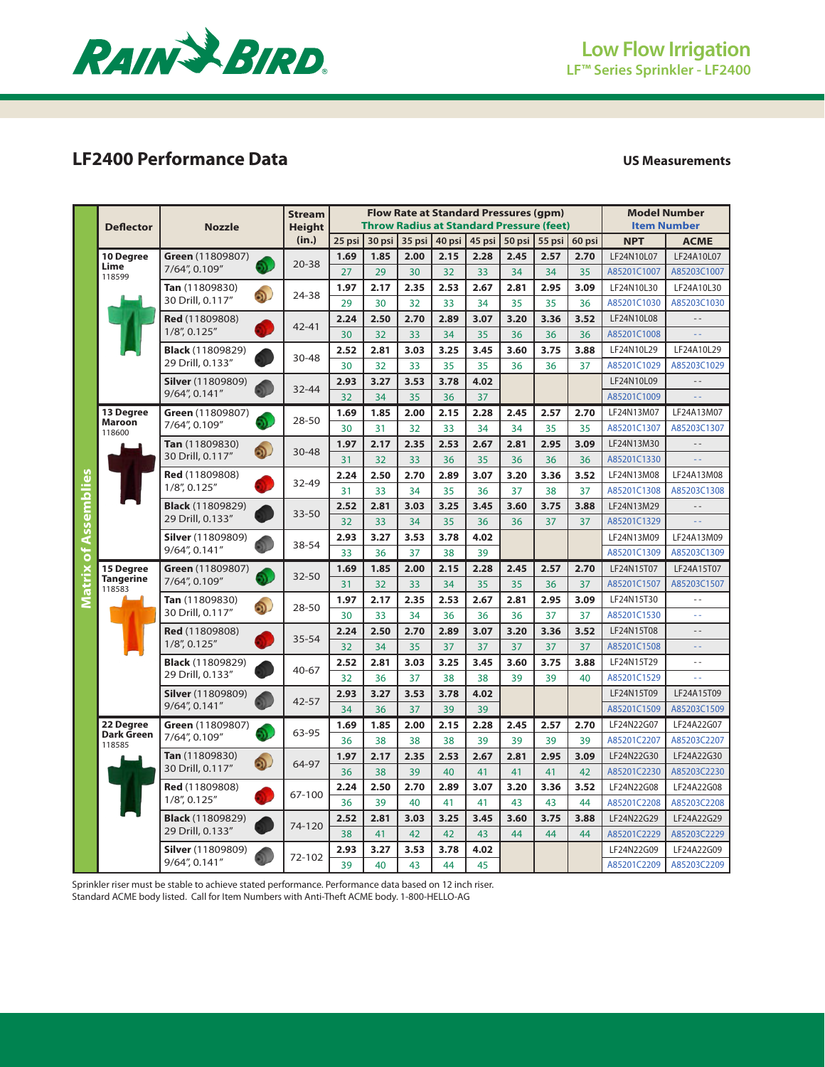# Low Flow Irrigation
## LF™ Series Sprinkler - LF2400

## LF2400 Performance Data

**US Measurements**

**Matrix of Assemblies**

| Deflector | Nozzle | Stream Height (in.) | Flow Rate at Standard Pressures (gpm) / Throw Radius at Standard Pressure (feet) | | | | | | | | Model Number / Item Number | |
|---|---|---|---|---|---|---|---|---|---|---|---|---|
| | | | 25 psi | 30 psi | 35 psi | 40 psi | 45 psi | 50 psi | 55 psi | 60 psi | NPT | ACME |
| **10 Degree Lime** 118599 | **Green** (11809807) 7/64", 0.109" | 20-38 | 1.69 | 1.85 | 2.00 | 2.15 | 2.28 | 2.45 | 2.57 | 2.70 | LF24N10L07 | LF24A10L07 |
| | | | 27 | 29 | 30 | 32 | 33 | 34 | 34 | 35 | A85201C1007 | A85203C1007 |
| | **Tan** (11809830) 30 Drill, 0.117" | 24-38 | 1.97 | 2.17 | 2.35 | 2.53 | 2.67 | 2.81 | 2.95 | 3.09 | LF24N10L30 | LF24A10L30 |
| | | | 29 | 30 | 32 | 33 | 34 | 35 | 35 | 36 | A85201C1030 | A85203C1030 |
| | **Red** (11809808) 1/8", 0.125" | 42-41 | 2.24 | 2.50 | 2.70 | 2.89 | 3.07 | 3.20 | 3.36 | 3.52 | LF24N10L08 | -- |
| | | | 30 | 32 | 33 | 34 | 35 | 36 | 36 | 36 | A85201C1008 | -- |
| | **Black** (11809829) 29 Drill, 0.133" | 30-48 | 2.52 | 2.81 | 3.03 | 3.25 | 3.45 | 3.60 | 3.75 | 3.88 | LF24N10L29 | LF24A10L29 |
| | | | 30 | 32 | 33 | 35 | 35 | 36 | 36 | 37 | A85201C1029 | A85203C1029 |
| | **Silver** (11809809) 9/64", 0.141" | 32-44 | 2.93 | 3.27 | 3.53 | 3.78 | 4.02 | | | | LF24N10L09 | -- |
| | | | 32 | 34 | 35 | 36 | 37 | | | | A85201C1009 | -- |
| **13 Degree Maroon** 118600 | **Green** (11809807) 7/64", 0.109" | 28-50 | 1.69 | 1.85 | 2.00 | 2.15 | 2.28 | 2.45 | 2.57 | 2.70 | LF24N13M07 | LF24A13M07 |
| | | | 30 | 31 | 32 | 33 | 34 | 34 | 35 | 35 | A85201C1307 | A85203C1307 |
| | **Tan** (11809830) 30 Drill, 0.117" | 30-48 | 1.97 | 2.17 | 2.35 | 2.53 | 2.67 | 2.81 | 2.95 | 3.09 | LF24N13M30 | -- |
| | | | 31 | 32 | 33 | 33 | 35 | 36 | 36 | 36 | A85201C1330 | -- |
| | **Red** (11809808) 1/8", 0.125" | 32-49 | 2.24 | 2.50 | 2.70 | 2.89 | 3.07 | 3.20 | 3.36 | 3.52 | LF24N13M08 | LF24A13M08 |
| | | | 31 | 33 | 34 | 35 | 36 | 37 | 38 | 37 | A85201C1308 | A85203C1308 |
| | **Black** (11809829) 29 Drill, 0.133" | 33-50 | 2.52 | 2.81 | 3.03 | 3.25 | 3.45 | 3.60 | 3.75 | 3.88 | LF24N13M29 | -- |
| | | | 32 | 33 | 34 | 35 | 36 | 36 | 37 | 37 | A85201C1329 | -- |
| | **Silver** (11809809) 9/64", 0.141" | 38-54 | 2.93 | 3.27 | 3.53 | 3.78 | 4.02 | | | | LF24N13M09 | LF24A13M09 |
| | | | 33 | 36 | 37 | 38 | 39 | | | | A85201C1309 | A85203C1309 |
| **15 Degree Tangerine** 118583 | **Green** (11809807) 7/64", 0.109" | 32-50 | 1.69 | 1.85 | 2.00 | 2.15 | 2.28 | 2.45 | 2.57 | 2.70 | LF24N15T07 | LF24A15T07 |
| | | | 31 | 32 | 33 | 34 | 35 | 35 | 36 | 37 | A85201C1507 | A85203C1507 |
| | **Tan** (11809830) 30 Drill, 0.117" | 28-50 | 1.97 | 2.17 | 2.35 | 2.53 | 2.67 | 2.81 | 2.95 | 3.09 | LF24N15T30 | -- |
| | | | 30 | 33 | 34 | 36 | 36 | 36 | 37 | 37 | A85201C1530 | -- |
| | **Red** (11809808) 1/8", 0.125" | 35-54 | 2.24 | 2.50 | 2.70 | 2.89 | 3.07 | 3.20 | 3.36 | 3.52 | LF24N15T08 | -- |
| | | | 32 | 34 | 35 | 37 | 37 | 37 | 37 | 37 | A85201C1508 | -- |
| | **Black** (11809829) 29 Drill, 0.133" | 40-67 | 2.52 | 2.81 | 3.03 | 3.25 | 3.45 | 3.60 | 3.75 | 3.88 | LF24N15T29 | -- |
| | | | 32 | 36 | 37 | 38 | 38 | 39 | 39 | 40 | A85201C1529 | -- |
| | **Silver** (11809809) 9/64", 0.141" | 42-57 | 2.93 | 3.27 | 3.53 | 3.78 | 4.02 | | | | LF24N15T09 | LF24A15T09 |
| | | | 34 | 36 | 37 | 39 | 39 | | | | A85201C1509 | A85203C1509 |
| **22 Degree Dark Green** 118585 | **Green** (11809807) 7/64", 0.109" | 63-95 | 1.69 | 1.85 | 2.00 | 2.15 | 2.28 | 2.45 | 2.57 | 2.70 | LF24N22G07 | LF24A22G07 |
| | | | 36 | 38 | 38 | 38 | 39 | 39 | 39 | 39 | A85201C2207 | A85203C2207 |
| | **Tan** (11809830) 30 Drill, 0.117" | 64-97 | 1.97 | 2.17 | 2.35 | 2.53 | 2.67 | 2.81 | 2.95 | 3.09 | LF24N22G30 | LF24A22G30 |
| | | | 36 | 38 | 39 | 40 | 41 | 41 | 41 | 42 | A85201C2230 | A85203C2230 |
| | **Red** (11809808) 1/8", 0.125" | 67-100 | 2.24 | 2.50 | 2.70 | 2.89 | 3.07 | 3.20 | 3.36 | 3.52 | LF24N22G08 | LF24A22G08 |
| | | | 36 | 39 | 40 | 41 | 41 | 43 | 43 | 44 | A85201C2208 | A85203C2208 |
| | **Black** (11809829) 29 Drill, 0.133" | 74-120 | 2.52 | 2.81 | 3.03 | 3.25 | 3.45 | 3.60 | 3.75 | 3.88 | LF24N22G29 | LF24A22G29 |
| | | | 38 | 41 | 42 | 42 | 43 | 44 | 44 | 44 | A85201C2229 | A85203C2229 |
| | **Silver** (11809809) 9/64", 0.141" | 72-102 | 2.93 | 3.27 | 3.53 | 3.78 | 4.02 | | | | LF24N22G09 | LF24A22G09 |
| | | | 39 | 40 | 43 | 44 | 45 | | | | A85201C2209 | A85203C2209 |

Sprinkler riser must be stable to achieve stated performance. Performance data based on 12 inch riser.
Standard ACME body listed. Call for Item Numbers with Anti-Theft ACME body. 1-800-HELLO-AG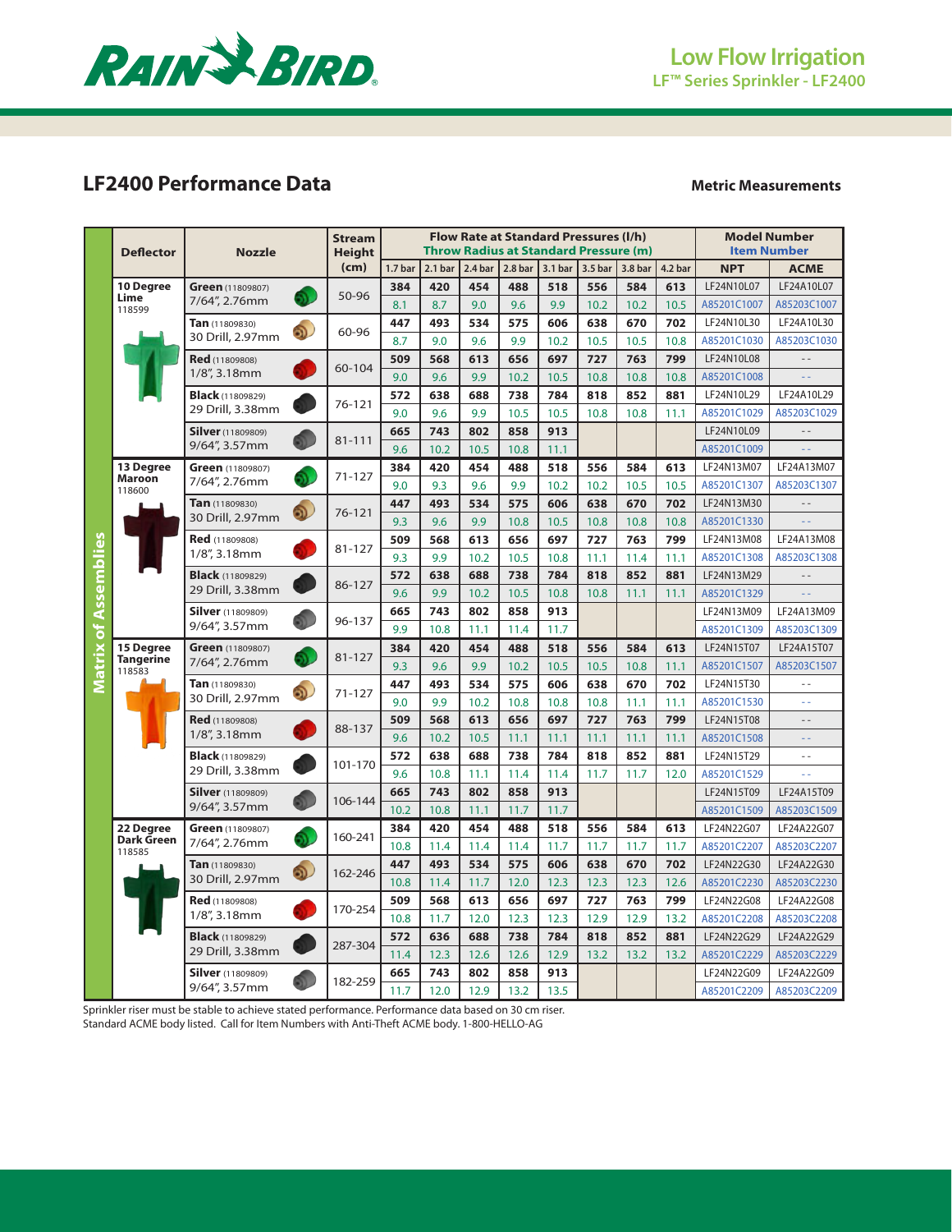# Low Flow Irrigation

LF™ Series Sprinkler - LF2400

## LF2400 Performance Data

**Metric Measurements**

**Matrix of Assemblies**

| Deflector | Nozzle | Stream Height (cm) | Flow Rate at Standard Pressures (l/h) / Throw Radius at Standard Pressure (m) | | | | | | | | Model Number / Item Number | |
|---|---|---|---|---|---|---|---|---|---|---|---|---|
| | | | 1.7 bar | 2.1 bar | 2.4 bar | 2.8 bar | 3.1 bar | 3.5 bar | 3.8 bar | 4.2 bar | NPT | ACME |
| **10 Degree Lime** 118599 | **Green** (11809807) 7/64", 2.76mm | 50-96 | 384 | 420 | 454 | 488 | 518 | 556 | 584 | 613 | LF24N10L07 | LF24A10L07 |
| | | | 8.1 | 8.7 | 9.0 | 9.6 | 9.9 | 10.2 | 10.2 | 10.5 | A85201C1007 | A85203C1007 |
| | **Tan** (11809830) 30 Drill, 2.97mm | 60-96 | 447 | 493 | 534 | 575 | 606 | 638 | 670 | 702 | LF24N10L30 | LF24A10L30 |
| | | | 8.7 | 9.0 | 9.6 | 9.9 | 10.2 | 10.5 | 10.5 | 10.8 | A85201C1030 | A85203C1030 |
| | **Red** (11809808) 1/8", 3.18mm | 60-104 | 509 | 568 | 613 | 656 | 697 | 727 | 763 | 799 | LF24N10L08 | -- |
| | | | 9.0 | 9.6 | 9.9 | 10.2 | 10.5 | 10.8 | 10.8 | 10.8 | A85201C1008 | -- |
| | **Black** (11809829) 29 Drill, 3.38mm | 76-121 | 572 | 638 | 688 | 738 | 784 | 818 | 852 | 881 | LF24N10L29 | LF24A10L29 |
| | | | 9.0 | 9.6 | 9.9 | 10.5 | 10.5 | 10.8 | 10.8 | 11.1 | A85201C1029 | A85203C1029 |
| | **Silver** (11809809) 9/64", 3.57mm | 81-111 | 665 | 743 | 802 | 858 | 913 | | | | LF24N10L09 | -- |
| | | | 9.6 | 10.2 | 10.5 | 10.8 | 11.1 | | | | A85201C1009 | -- |
| **13 Degree Maroon** 118600 | **Green** (11809807) 7/64", 2.76mm | 71-127 | 384 | 420 | 454 | 488 | 518 | 556 | 584 | 613 | LF24N13M07 | LF24A13M07 |
| | | | 9.0 | 9.3 | 9.6 | 9.9 | 10.2 | 10.2 | 10.5 | 10.5 | A85201C1307 | A85203C1307 |
| | **Tan** (11809830) 30 Drill, 2.97mm | 76-121 | 447 | 493 | 534 | 575 | 606 | 638 | 670 | 702 | LF24N13M30 | -- |
| | | | 9.3 | 9.6 | 9.9 | 10.8 | 10.5 | 10.8 | 10.8 | 10.8 | A85201C1330 | -- |
| | **Red** (11809808) 1/8", 3.18mm | 81-127 | 509 | 568 | 613 | 656 | 697 | 727 | 763 | 799 | LF24N13M08 | LF24A13M08 |
| | | | 9.3 | 9.9 | 10.2 | 10.5 | 10.8 | 11.1 | 11.4 | 11.1 | A85201C1308 | A85203C1308 |
| | **Black** (11809829) 29 Drill, 3.38mm | 86-127 | 572 | 638 | 688 | 738 | 784 | 818 | 852 | 881 | LF24N13M29 | -- |
| | | | 9.6 | 9.9 | 10.2 | 10.5 | 10.8 | 10.8 | 11.1 | 11.1 | A85201C1329 | -- |
| | **Silver** (11809809) 9/64", 3.57mm | 96-137 | 665 | 743 | 802 | 858 | 913 | | | | LF24N13M09 | LF24A13M09 |
| | | | 9.9 | 10.8 | 11.1 | 11.4 | 11.7 | | | | A85201C1309 | A85203C1309 |
| **15 Degree Tangerine** 118583 | **Green** (11809807) 7/64", 2.76mm | 81-127 | 384 | 420 | 454 | 488 | 518 | 556 | 584 | 613 | LF24N15T07 | LF24A15T07 |
| | | | 9.3 | 9.6 | 9.9 | 10.2 | 10.5 | 10.5 | 10.8 | 11.1 | A85201C1507 | A85203C1507 |
| | **Tan** (11809830) 30 Drill, 2.97mm | 71-127 | 447 | 493 | 534 | 575 | 606 | 638 | 670 | 702 | LF24N15T30 | -- |
| | | | 9.0 | 9.9 | 10.2 | 10.8 | 10.8 | 10.8 | 11.1 | 11.1 | A85201C1530 | -- |
| | **Red** (11809808) 1/8", 3.18mm | 88-137 | 509 | 568 | 613 | 656 | 697 | 727 | 763 | 799 | LF24N15T08 | -- |
| | | | 9.6 | 10.2 | 10.5 | 11.1 | 11.1 | 11.1 | 11.1 | 11.1 | A85201C1508 | -- |
| | **Black** (11809829) 29 Drill, 3.38mm | 101-170 | 572 | 638 | 688 | 738 | 784 | 818 | 852 | 881 | LF24N15T29 | -- |
| | | | 9.6 | 10.8 | 11.1 | 11.4 | 11.4 | 11.7 | 11.7 | 12.0 | A85201C1529 | -- |
| | **Silver** (11809809) 9/64", 3.57mm | 106-144 | 665 | 743 | 802 | 858 | 913 | | | | LF24N15T09 | LF24A15T09 |
| | | | 10.2 | 10.8 | 11.1 | 11.7 | 11.7 | | | | A85201C1509 | A85203C1509 |
| **22 Degree Dark Green** 118585 | **Green** (11809807) 7/64", 2.76mm | 160-241 | 384 | 420 | 454 | 488 | 518 | 556 | 584 | 613 | LF24N22G07 | LF24A22G07 |
| | | | 10.8 | 11.4 | 11.4 | 11.4 | 11.7 | 11.7 | 11.7 | 11.7 | A85201C2207 | A85203C2207 |
| | **Tan** (11809830) 30 Drill, 2.97mm | 162-246 | 447 | 493 | 534 | 575 | 606 | 638 | 670 | 702 | LF24N22G30 | LF24A22G30 |
| | | | 10.8 | 11.4 | 11.7 | 12.0 | 12.3 | 12.3 | 12.3 | 12.6 | A85201C2230 | A85203C2230 |
| | **Red** (11809808) 1/8", 3.18mm | 170-254 | 509 | 568 | 613 | 656 | 697 | 727 | 763 | 799 | LF24N22G08 | LF24A22G08 |
| | | | 10.8 | 11.7 | 12.0 | 12.3 | 12.3 | 12.9 | 12.9 | 13.2 | A85201C2208 | A85203C2208 |
| | **Black** (11809829) 29 Drill, 3.38mm | 287-304 | 572 | 636 | 688 | 738 | 784 | 818 | 852 | 881 | LF24N22G29 | LF24A22G29 |
| | | | 11.4 | 12.3 | 12.6 | 12.6 | 12.9 | 13.2 | 13.2 | 13.2 | A85201C2229 | A85203C2229 |
| | **Silver** (11809809) 9/64", 3.57mm | 182-259 | 665 | 743 | 802 | 858 | 913 | | | | LF24N22G09 | LF24A22G09 |
| | | | 11.7 | 12.0 | 12.9 | 13.2 | 13.5 | | | | A85201C2209 | A85203C2209 |

Sprinkler riser must be stable to achieve stated performance. Performance data based on 30 cm riser.
Standard ACME body listed. Call for Item Numbers with Anti-Theft ACME body. 1-800-HELLO-AG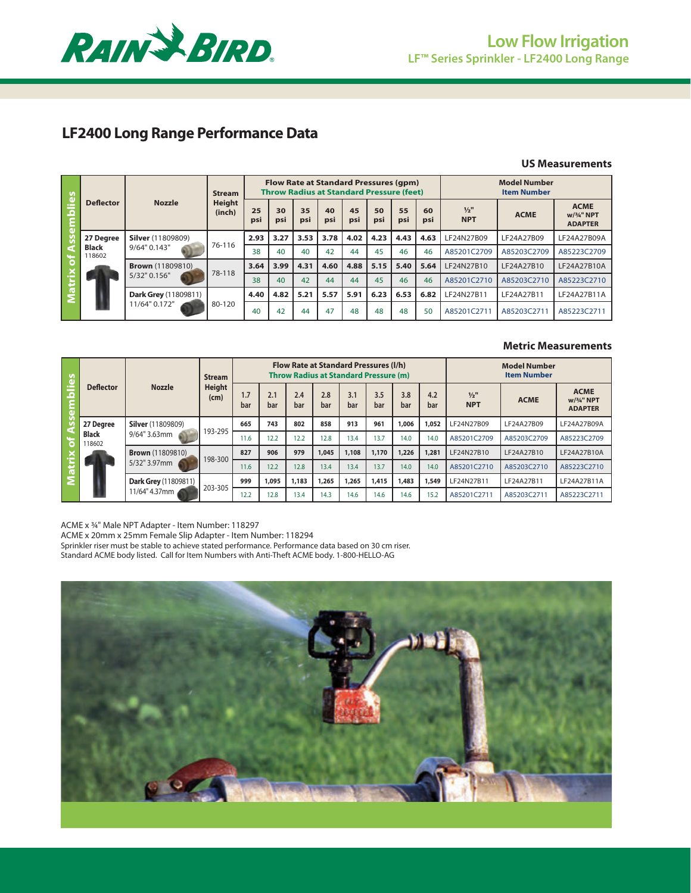# LF2400 Long Range Performance Data

**US Measurements**

| Matrix of Assemblies: Deflector | Nozzle | Stream Height (inch) | Flow Rate at Standard Pressures (gpm) / Throw Radius at Standard Pressure (feet): 25 psi | 30 psi | 35 psi | 40 psi | 45 psi | 50 psi | 55 psi | 60 psi | Model Number / Item Number: ½" NPT | ACME | ACME w/¾" NPT ADAPTER |
|---|---|---|---|---|---|---|---|---|---|---|---|---|---|
| **27 Degree Black** 118602 | **Silver** (11809809) 9/64" 0.143" | 76-116 | **2.93** | **3.27** | **3.53** | **3.78** | **4.02** | **4.23** | **4.43** | **4.63** | LF24N27B09 | LF24A27B09 | LF24A27B09A |
| | | | 38 | 40 | 40 | 42 | 44 | 45 | 46 | 46 | A85201C2709 | A85203C2709 | A85223C2709 |
| | **Brown** (11809810) 5/32" 0.156" | 78-118 | **3.64** | **3.99** | **4.31** | **4.60** | **4.88** | **5.15** | **5.40** | **5.64** | LF24N27B10 | LF24A27B10 | LF24A27B10A |
| | | | 38 | 40 | 42 | 44 | 44 | 45 | 46 | 46 | A85201C2710 | A85203C2710 | A85223C2710 |
| | **Dark Grey** (11809811) 11/64" 0.172" | 80-120 | **4.40** | **4.82** | **5.21** | **5.57** | **5.91** | **6.23** | **6.53** | **6.82** | LF24N27B11 | LF24A27B11 | LF24A27B11A |
| | | | 40 | 42 | 44 | 47 | 48 | 48 | 48 | 50 | A85201C2711 | A85203C2711 | A85223C2711 |

**Metric Measurements**

| Matrix of Assemblies: Deflector | Nozzle | Stream Height (cm) | Flow Rate at Standard Pressures (l/h) / Throw Radius at Standard Pressure (m): 1.7 bar | 2.1 bar | 2.4 bar | 2.8 bar | 3.1 bar | 3.5 bar | 3.8 bar | 4.2 bar | Model Number / Item Number: ½" NPT | ACME | ACME w/¾" NPT ADAPTER |
|---|---|---|---|---|---|---|---|---|---|---|---|---|---|
| **27 Degree Black** 118602 | **Silver** (11809809) 9/64" 3.63mm | 193-295 | **665** | **743** | **802** | **858** | **913** | **961** | **1,006** | **1,052** | LF24N27B09 | LF24A27B09 | LF24A27B09A |
| | | | 11.6 | 12.2 | 12.2 | 12.8 | 13.4 | 13.7 | 14.0 | 14.0 | A85201C2709 | A85203C2709 | A85223C2709 |
| | **Brown** (11809810) 5/32" 3.97mm | 198-300 | **827** | **906** | **979** | **1,045** | **1,108** | **1,170** | **1,226** | **1,281** | LF24N27B10 | LF24A27B10 | LF24A27B10A |
| | | | 11.6 | 12.2 | 12.8 | 13.4 | 13.4 | 13.7 | 14.0 | 14.0 | A85201C2710 | A85203C2710 | A85223C2710 |
| | **Dark Grey** (11809811) 11/64" 4.37mm | 203-305 | **999** | **1,095** | **1,183** | **1,265** | **1,265** | **1,415** | **1,483** | **1,549** | LF24N27B11 | LF24A27B11 | LF24A27B11A |
| | | | 12.2 | 12.8 | 13.4 | 14.3 | 14.6 | 14.6 | 14.6 | 15.2 | A85201C2711 | A85203C2711 | A85223C2711 |

ACME x ¾" Male NPT Adapter - Item Number: 118297
ACME x 20mm x 25mm Female Slip Adapter - Item Number: 118294
Sprinkler riser must be stable to achieve stated performance. Performance data based on 30 cm riser.
Standard ACME body listed. Call for Item Numbers with Anti-Theft ACME body. 1-800-HELLO-AG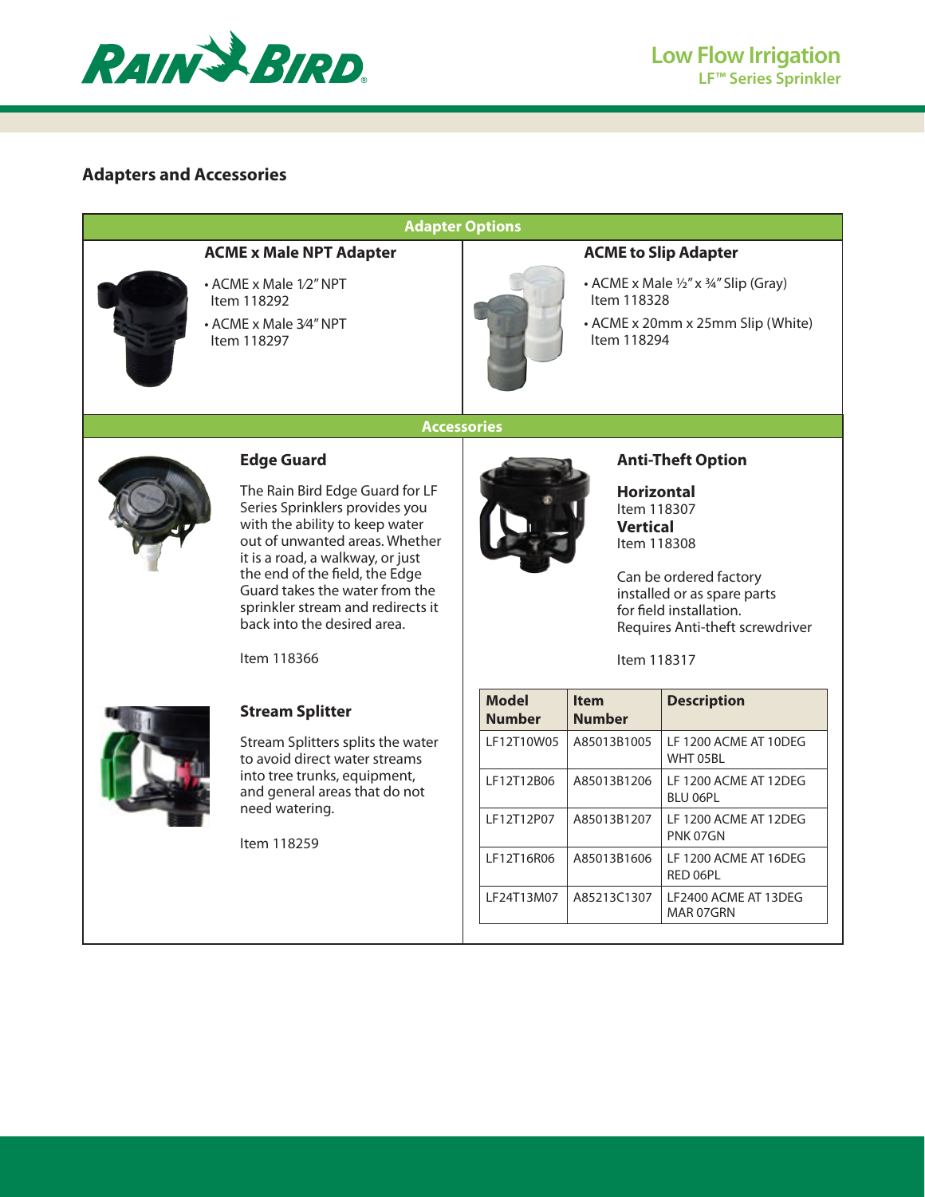## Adapters and Accessories

### Adapter Options

#### ACME x Male NPT Adapter

- ACME x Male 1⁄2" NPT
  Item 118292
- ACME x Male 3⁄4" NPT
  Item 118297

#### ACME to Slip Adapter

- ACME x Male ½" x ¾" Slip (Gray)
  Item 118328
- ACME x 20mm x 25mm Slip (White)
  Item 118294

### Accessories

#### Edge Guard

The Rain Bird Edge Guard for LF Series Sprinklers provides you with the ability to keep water out of unwanted areas. Whether it is a road, a walkway, or just the end of the field, the Edge Guard takes the water from the sprinkler stream and redirects it back into the desired area.

Item 118366

#### Stream Splitter

Stream Splitters splits the water to avoid direct water streams into tree trunks, equipment, and general areas that do not need watering.

Item 118259

#### Anti-Theft Option

**Horizontal**
Item 118307
**Vertical**
Item 118308

Can be ordered factory installed or as spare parts for field installation.
Requires Anti-theft screwdriver

Item 118317

| Model Number | Item Number | Description |
|---|---|---|
| LF12T10W05 | A85013B1005 | LF 1200 ACME AT 10DEG WHT 05BL |
| LF12T12B06 | A85013B1206 | LF 1200 ACME AT 12DEG BLU 06PL |
| LF12T12P07 | A85013B1207 | LF 1200 ACME AT 12DEG PNK 07GN |
| LF12T16R06 | A85013B1606 | LF 1200 ACME AT 16DEG RED 06PL |
| LF24T13M07 | A85213C1307 | LF2400 ACME AT 13DEG MAR 07GRN |